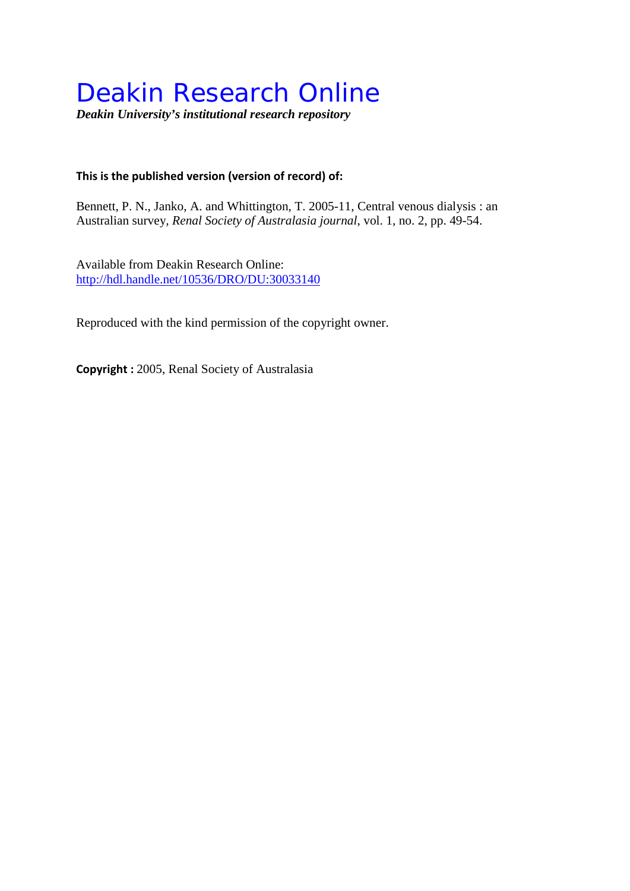# Deakin Research Online

***Deakin University's institutional research repository***

**This is the published version (version of record) of:**

Bennett, P. N., Janko, A. and Whittington, T. 2005-11, Central venous dialysis : an Australian survey, *Renal Society of Australasia journal*, vol. 1, no. 2, pp. 49-54.

Available from Deakin Research Online:
http://hdl.handle.net/10536/DRO/DU:30033140

Reproduced with the kind permission of the copyright owner.

**Copyright :** 2005, Renal Society of Australasia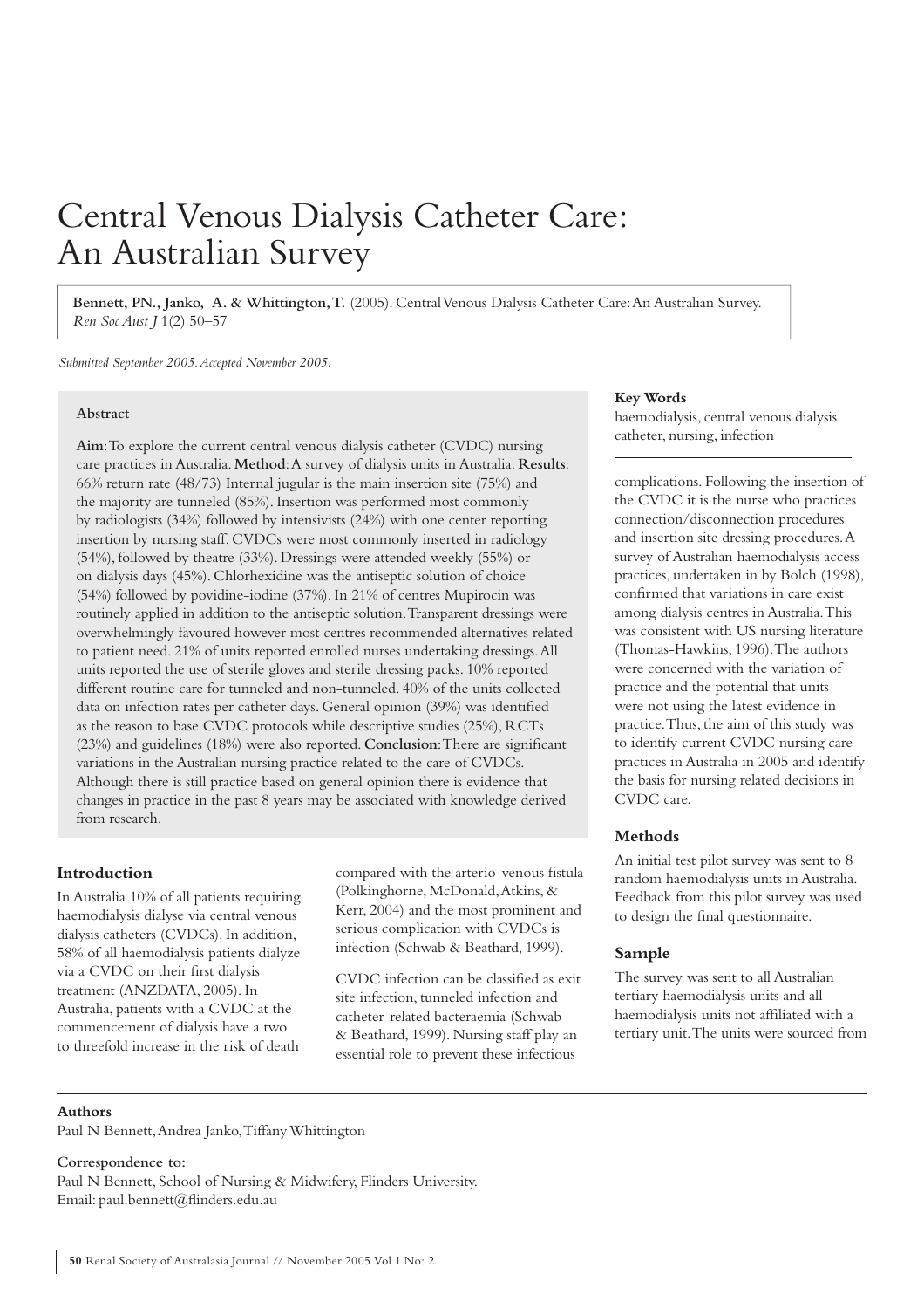# Central Venous Dialysis Catheter Care: An Australian Survey

**Bennett, PN., Janko, A. & Whittington, T.** (2005). Central Venous Dialysis Catheter Care: An Australian Survey. *Ren Soc Aust J* 1(2) 50–57

*Submitted September 2005. Accepted November 2005.*

#### Abstract

**Aim**: To explore the current central venous dialysis catheter (CVDC) nursing care practices in Australia. **Method**: A survey of dialysis units in Australia. **Results**: 66% return rate (48/73) Internal jugular is the main insertion site (75%) and the majority are tunneled (85%). Insertion was performed most commonly by radiologists (34%) followed by intensivists (24%) with one center reporting insertion by nursing staff. CVDCs were most commonly inserted in radiology (54%), followed by theatre (33%). Dressings were attended weekly (55%) or on dialysis days (45%). Chlorhexidine was the antiseptic solution of choice (54%) followed by povidine-iodine (37%). In 21% of centres Mupirocin was routinely applied in addition to the antiseptic solution. Transparent dressings were overwhelmingly favoured however most centres recommended alternatives related to patient need. 21% of units reported enrolled nurses undertaking dressings. All units reported the use of sterile gloves and sterile dressing packs. 10% reported different routine care for tunneled and non-tunneled. 40% of the units collected data on infection rates per catheter days. General opinion (39%) was identified as the reason to base CVDC protocols while descriptive studies (25%), RCTs (23%) and guidelines (18%) were also reported. **Conclusion**: There are significant variations in the Australian nursing practice related to the care of CVDCs. Although there is still practice based on general opinion there is evidence that changes in practice in the past 8 years may be associated with knowledge derived from research.

#### Key Words

haemodialysis, central venous dialysis catheter, nursing, infection

### Introduction

In Australia 10% of all patients requiring haemodialysis dialyse via central venous dialysis catheters (CVDCs). In addition, 58% of all haemodialysis patients dialyze via a CVDC on their first dialysis treatment (ANZDATA, 2005). In Australia, patients with a CVDC at the commencement of dialysis have a two to threefold increase in the risk of death compared with the arterio-venous fistula (Polkinghorne, McDonald, Atkins, & Kerr, 2004) and the most prominent and serious complication with CVDCs is infection (Schwab & Beathard, 1999).

CVDC infection can be classified as exit site infection, tunneled infection and catheter-related bacteraemia (Schwab & Beathard, 1999). Nursing staff play an essential role to prevent these infectious complications. Following the insertion of the CVDC it is the nurse who practices connection/disconnection procedures and insertion site dressing procedures. A survey of Australian haemodialysis access practices, undertaken in by Bolch (1998), confirmed that variations in care exist among dialysis centres in Australia. This was consistent with US nursing literature (Thomas-Hawkins, 1996). The authors were concerned with the variation of practice and the potential that units were not using the latest evidence in practice. Thus, the aim of this study was to identify current CVDC nursing care practices in Australia in 2005 and identify the basis for nursing related decisions in CVDC care.

### Methods

An initial test pilot survey was sent to 8 random haemodialysis units in Australia. Feedback from this pilot survey was used to design the final questionnaire.

### Sample

The survey was sent to all Australian tertiary haemodialysis units and all haemodialysis units not affiliated with a tertiary unit. The units were sourced from

#### Authors

Paul N Bennett, Andrea Janko, Tiffany Whittington

#### Correspondence to:

Paul N Bennett, School of Nursing & Midwifery, Flinders University.
Email: paul.bennett@flinders.edu.au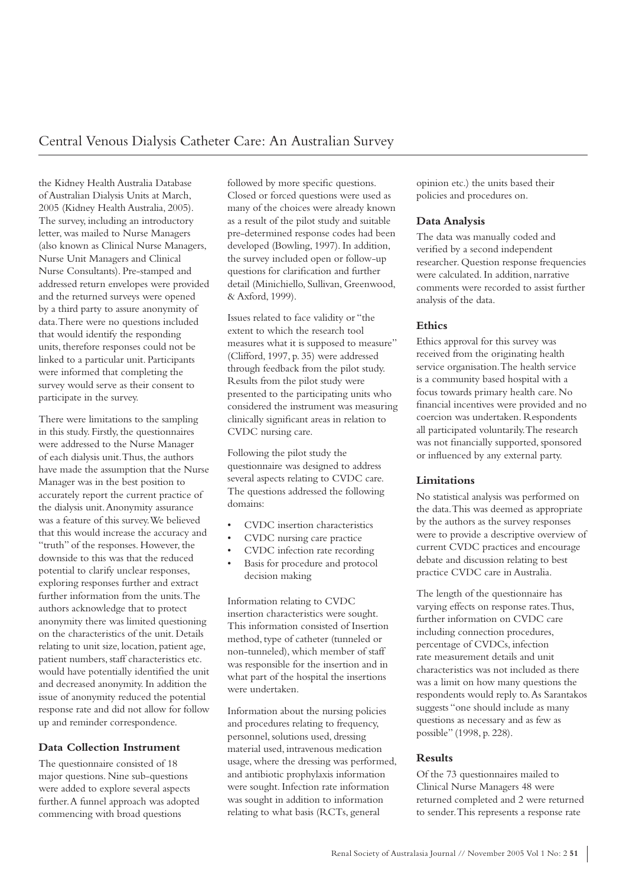the Kidney Health Australia Database of Australian Dialysis Units at March, 2005 (Kidney Health Australia, 2005). The survey, including an introductory letter, was mailed to Nurse Managers (also known as Clinical Nurse Managers, Nurse Unit Managers and Clinical Nurse Consultants). Pre-stamped and addressed return envelopes were provided and the returned surveys were opened by a third party to assure anonymity of data. There were no questions included that would identify the responding units, therefore responses could not be linked to a particular unit. Participants were informed that completing the survey would serve as their consent to participate in the survey.

There were limitations to the sampling in this study. Firstly, the questionnaires were addressed to the Nurse Manager of each dialysis unit. Thus, the authors have made the assumption that the Nurse Manager was in the best position to accurately report the current practice of the dialysis unit. Anonymity assurance was a feature of this survey. We believed that this would increase the accuracy and "truth" of the responses. However, the downside to this was that the reduced potential to clarify unclear responses, exploring responses further and extract further information from the units. The authors acknowledge that to protect anonymity there was limited questioning on the characteristics of the unit. Details relating to unit size, location, patient age, patient numbers, staff characteristics etc. would have potentially identified the unit and decreased anonymity. In addition the issue of anonymity reduced the potential response rate and did not allow for follow up and reminder correspondence.

### Data Collection Instrument

The questionnaire consisted of 18 major questions. Nine sub-questions were added to explore several aspects further. A funnel approach was adopted commencing with broad questions followed by more specific questions. Closed or forced questions were used as many of the choices were already known as a result of the pilot study and suitable pre-determined response codes had been developed (Bowling, 1997). In addition, the survey included open or follow-up questions for clarification and further detail (Minichiello, Sullivan, Greenwood, & Axford, 1999).

Issues related to face validity or "the extent to which the research tool measures what it is supposed to measure" (Clifford, 1997, p. 35) were addressed through feedback from the pilot study. Results from the pilot study were presented to the participating units who considered the instrument was measuring clinically significant areas in relation to CVDC nursing care.

Following the pilot study the questionnaire was designed to address several aspects relating to CVDC care. The questions addressed the following domains:

- CVDC insertion characteristics
- CVDC nursing care practice
- CVDC infection rate recording
- Basis for procedure and protocol decision making

Information relating to CVDC insertion characteristics were sought. This information consisted of Insertion method, type of catheter (tunneled or non-tunneled), which member of staff was responsible for the insertion and in what part of the hospital the insertions were undertaken.

Information about the nursing policies and procedures relating to frequency, personnel, solutions used, dressing material used, intravenous medication usage, where the dressing was performed, and antibiotic prophylaxis information were sought. Infection rate information was sought in addition to information relating to what basis (RCTs, general opinion etc.) the units based their policies and procedures on.

### Data Analysis

The data was manually coded and verified by a second independent researcher. Question response frequencies were calculated. In addition, narrative comments were recorded to assist further analysis of the data.

### Ethics

Ethics approval for this survey was received from the originating health service organisation. The health service is a community based hospital with a focus towards primary health care. No financial incentives were provided and no coercion was undertaken. Respondents all participated voluntarily. The research was not financially supported, sponsored or influenced by any external party.

### Limitations

No statistical analysis was performed on the data. This was deemed as appropriate by the authors as the survey responses were to provide a descriptive overview of current CVDC practices and encourage debate and discussion relating to best practice CVDC care in Australia.

The length of the questionnaire has varying effects on response rates. Thus, further information on CVDC care including connection procedures, percentage of CVDCs, infection rate measurement details and unit characteristics was not included as there was a limit on how many questions the respondents would reply to. As Sarantakos suggests "one should include as many questions as necessary and as few as possible" (1998, p. 228).

### Results

Of the 73 questionnaires mailed to Clinical Nurse Managers 48 were returned completed and 2 were returned to sender. This represents a response rate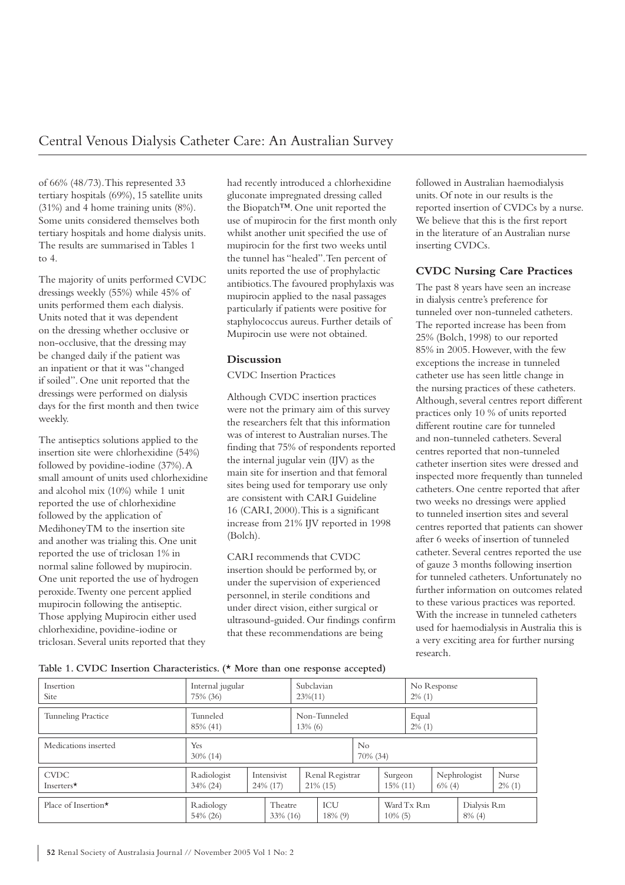of 66% (48/73). This represented 33 tertiary hospitals (69%), 15 satellite units (31%) and 4 home training units (8%). Some units considered themselves both tertiary hospitals and home dialysis units. The results are summarised in Tables 1 to 4.

The majority of units performed CVDC dressings weekly (55%) while 45% of units performed them each dialysis. Units noted that it was dependent on the dressing whether occlusive or non-occlusive, that the dressing may be changed daily if the patient was an inpatient or that it was "changed if soiled". One unit reported that the dressings were performed on dialysis days for the first month and then twice weekly.

The antiseptics solutions applied to the insertion site were chlorhexidine (54%) followed by povidine-iodine (37%). A small amount of units used chlorhexidine and alcohol mix (10%) while 1 unit reported the use of chlorhexidine followed by the application of MedihoneyTM to the insertion site and another was trialing this. One unit reported the use of triclosan 1% in normal saline followed by mupirocin. One unit reported the use of hydrogen peroxide. Twenty one percent applied mupirocin following the antiseptic. Those applying Mupirocin either used chlorhexidine, povidine-iodine or triclosan. Several units reported that they had recently introduced a chlorhexidine gluconate impregnated dressing called the Biopatch™. One unit reported the use of mupirocin for the first month only whilst another unit specified the use of mupirocin for the first two weeks until the tunnel has "healed". Ten percent of units reported the use of prophylactic antibiotics. The favoured prophylaxis was mupirocin applied to the nasal passages particularly if patients were positive for staphylococcus aureus. Further details of Mupirocin use were not obtained.

## Discussion

CVDC Insertion Practices

Although CVDC insertion practices were not the primary aim of this survey the researchers felt that this information was of interest to Australian nurses. The finding that 75% of respondents reported the internal jugular vein (IJV) as the main site for insertion and that femoral sites being used for temporary use only are consistent with CARI Guideline 16 (CARI, 2000). This is a significant increase from 21% IJV reported in 1998 (Bolch).

CARI recommends that CVDC insertion should be performed by, or under the supervision of experienced personnel, in sterile conditions and under direct vision, either surgical or ultrasound-guided. Our findings confirm that these recommendations are being followed in Australian haemodialysis units. Of note in our results is the reported insertion of CVDCs by a nurse. We believe that this is the first report in the literature of an Australian nurse inserting CVDCs.

### CVDC Nursing Care Practices

The past 8 years have seen an increase in dialysis centre's preference for tunneled over non-tunneled catheters. The reported increase has been from 25% (Bolch, 1998) to our reported 85% in 2005. However, with the few exceptions the increase in tunneled catheter use has seen little change in the nursing practices of these catheters. Although, several centres report different practices only 10 % of units reported different routine care for tunneled and non-tunneled catheters. Several centres reported that non-tunneled catheter insertion sites were dressed and inspected more frequently than tunneled catheters. One centre reported that after two weeks no dressings were applied to tunneled insertion sites and several centres reported that patients can shower after 6 weeks of insertion of tunneled catheter. Several centres reported the use of gauze 3 months following insertion for tunneled catheters. Unfortunately no further information on outcomes related to these various practices was reported. With the increase in tunneled catheters used for haemodialysis in Australia this is a very exciting area for further nursing research.

**Table 1. CVDC Insertion Characteristics. (* More than one response accepted)**

| Characteristic | | | | | | |
|---|---|---|---|---|---|---|
| Insertion Site | Internal jugular 75% (36) | Subclavian 23%(11) | No Response 2% (1) | | | |
| Tunneling Practice | Tunneled 85% (41) | Non-Tunneled 13% (6) | Equal 2% (1) | | | |
| Medications inserted | Yes 30% (14) | No 70% (34) | | | | |
| CVDC Inserters* | Radiologist 34% (24) | Intensivist 24% (17) | Renal Registrar 21% (15) | Surgeon 15% (11) | Nephrologist 6% (4) | Nurse 2% (1) |
| Place of Insertion* | Radiology 54% (26) | Theatre 33% (16) | ICU 18% (9) | Ward Tx Rm 10% (5) | Dialysis Rm 8% (4) | |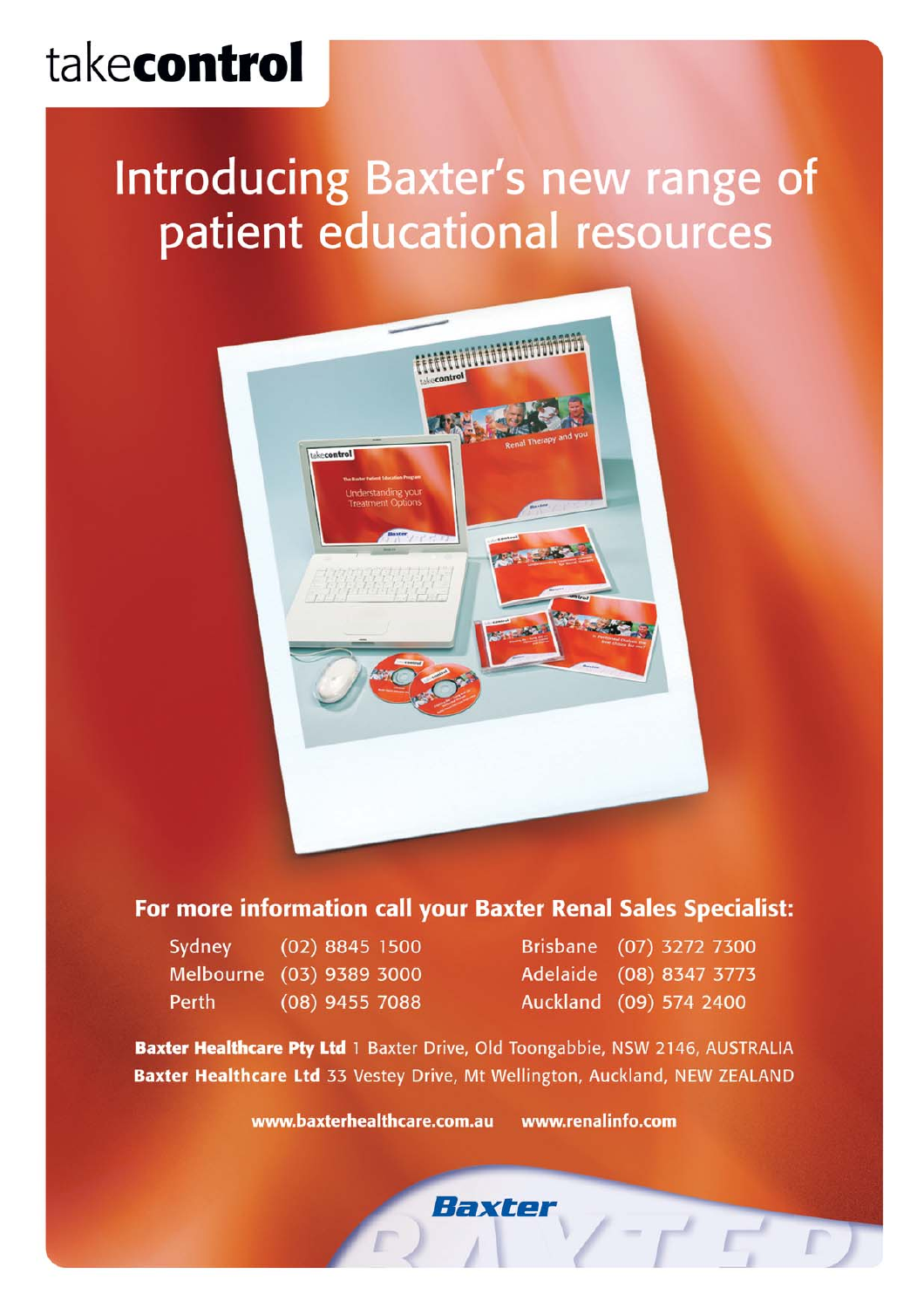takecontrol

# Introducing Baxter's new range of patient educational resources

## For more information call your Baxter Renal Sales Specialist:

| | | | |
|---|---|---|---|
| Sydney | (02) 8845 1500 | Brisbane | (07) 3272 7300 |
| Melbourne | (03) 9389 3000 | Adelaide | (08) 8347 3773 |
| Perth | (08) 9455 7088 | Auckland | (09) 574 2400 |

**Baxter Healthcare Pty Ltd** 1 Baxter Drive, Old Toongabbie, NSW 2146, AUSTRALIA
**Baxter Healthcare Ltd** 33 Vestey Drive, Mt Wellington, Auckland, NEW ZEALAND

**www.baxterhealthcare.com.au** **www.renalinfo.com**

**Baxter**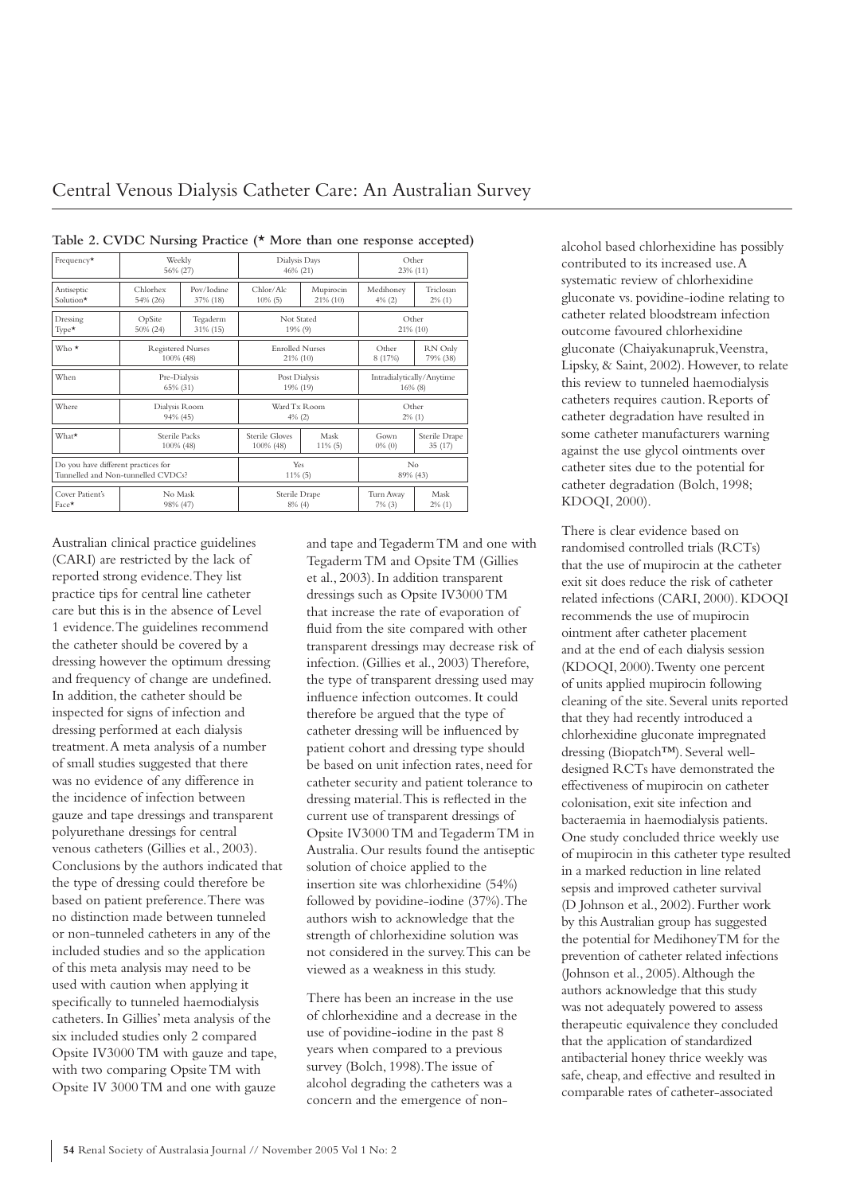**Table 2. CVDC Nursing Practice (* More than one response accepted)**

| | | | | | | |
|---|---|---|---|---|---|---|
| Frequency* | Weekly 56% (27) | | Dialysis Days 46% (21) | | Other 23% (11) | |
| Antiseptic Solution* | Chlorhex 54% (26) | Pov/Iodine 37% (18) | Chlor/Alc 10% (5) | Mupirocin 21% (10) | Medihoney 4% (2) | Triclosan 2% (1) |
| Dressing Type* | OpSite 50% (24) | Tegaderm 31% (15) | Not Stated 19% (9) | | Other 21% (10) | |
| Who * | Registered Nurses 100% (48) | | Enrolled Nurses 21% (10) | | Other 8 (17%) | RN Only 79% (38) |
| When | Pre-Dialysis 65% (31) | | Post Dialysis 19% (19) | | Intradialytically/Anytime 16% (8) | |
| Where | Dialysis Room 94% (45) | | Ward Tx Room 4% (2) | | Other 2% (1) | |
| What* | Sterile Packs 100% (48) | | Sterile Gloves 100% (48) | Mask 11% (5) | Gown 0% (0) | Sterile Drape 35 (17) |
| Do you have different practices for Tunnelled and Non-tunnelled CVDCs? | | | Yes 11% (5) | | No 89% (43) | |
| Cover Patient's Face* | No Mask 98% (47) | | Sterile Drape 8% (4) | | Turn Away 7% (3) | Mask 2% (1) |

Australian clinical practice guidelines (CARI) are restricted by the lack of reported strong evidence. They list practice tips for central line catheter care but this is in the absence of Level 1 evidence. The guidelines recommend the catheter should be covered by a dressing however the optimum dressing and frequency of change are undefined. In addition, the catheter should be inspected for signs of infection and dressing performed at each dialysis treatment. A meta analysis of a number of small studies suggested that there was no evidence of any difference in the incidence of infection between gauze and tape dressings and transparent polyurethane dressings for central venous catheters (Gillies et al., 2003). Conclusions by the authors indicated that the type of dressing could therefore be based on patient preference. There was no distinction made between tunneled or non-tunneled catheters in any of the included studies and so the application of this meta analysis may need to be used with caution when applying it specifically to tunneled haemodialysis catheters. In Gillies' meta analysis of the six included studies only 2 compared Opsite IV3000 TM with gauze and tape, with two comparing Opsite TM with Opsite IV 3000 TM and one with gauze and tape and Tegaderm TM and one with Tegaderm TM and Opsite TM (Gillies et al., 2003). In addition transparent dressings such as Opsite IV3000 TM that increase the rate of evaporation of fluid from the site compared with other transparent dressings may decrease risk of infection. (Gillies et al., 2003) Therefore, the type of transparent dressing used may influence infection outcomes. It could therefore be argued that the type of catheter dressing will be influenced by patient cohort and dressing type should be based on unit infection rates, need for catheter security and patient tolerance to dressing material. This is reflected in the current use of transparent dressings of Opsite IV3000 TM and Tegaderm TM in Australia. Our results found the antiseptic solution of choice applied to the insertion site was chlorhexidine (54%) followed by povidine-iodine (37%). The authors wish to acknowledge that the strength of chlorhexidine solution was not considered in the survey. This can be viewed as a weakness in this study.

There has been an increase in the use of chlorhexidine and a decrease in the use of povidine-iodine in the past 8 years when compared to a previous survey (Bolch, 1998). The issue of alcohol degrading the catheters was a concern and the emergence of non-alcohol based chlorhexidine has possibly contributed to its increased use. A systematic review of chlorhexidine gluconate vs. povidine-iodine relating to catheter related bloodstream infection outcome favoured chlorhexidine gluconate (Chaiyakunapruk, Veenstra, Lipsky, & Saint, 2002). However, to relate this review to tunneled haemodialysis catheters requires caution. Reports of catheter degradation have resulted in some catheter manufacturers warning against the use glycol ointments over catheter sites due to the potential for catheter degradation (Bolch, 1998; KDOQI, 2000).

There is clear evidence based on randomised controlled trials (RCTs) that the use of mupirocin at the catheter exit sit does reduce the risk of catheter related infections (CARI, 2000). KDOQI recommends the use of mupirocin ointment after catheter placement and at the end of each dialysis session (KDOQI, 2000). Twenty one percent of units applied mupirocin following cleaning of the site. Several units reported that they had recently introduced a chlorhexidine gluconate impregnated dressing (Biopatch™). Several well-designed RCTs have demonstrated the effectiveness of mupirocin on catheter colonisation, exit site infection and bacteraemia in haemodialysis patients. One study concluded thrice weekly use of mupirocin in this catheter type resulted in a marked reduction in line related sepsis and improved catheter survival (D Johnson et al., 2002). Further work by this Australian group has suggested the potential for MedihoneyTM for the prevention of catheter related infections (Johnson et al., 2005). Although the authors acknowledge that this study was not adequately powered to assess therapeutic equivalence they concluded that the application of standardized antibacterial honey thrice weekly was safe, cheap, and effective and resulted in comparable rates of catheter-associated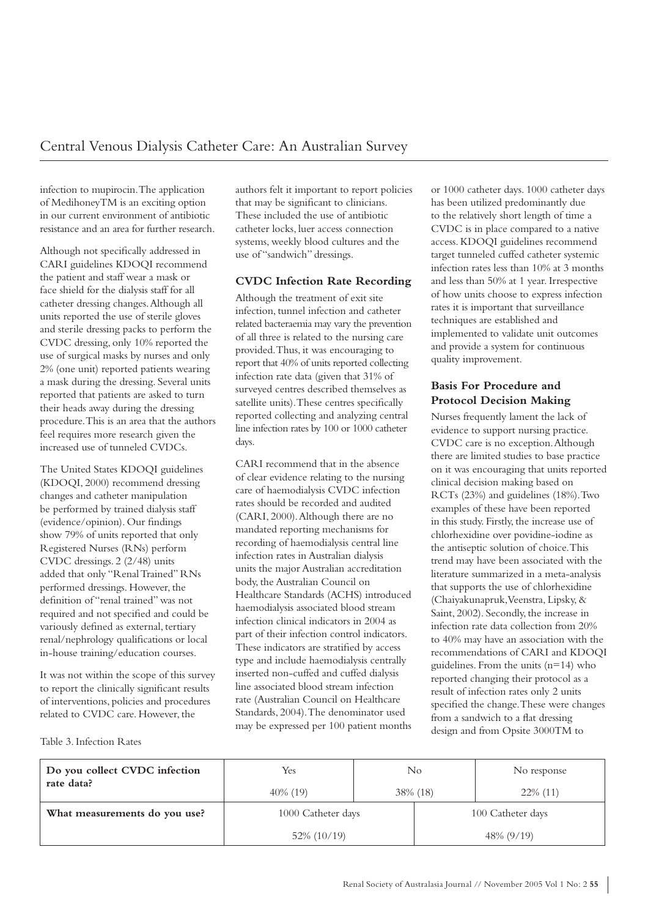infection to mupirocin. The application of MedihoneyTM is an exciting option in our current environment of antibiotic resistance and an area for further research.

Although not specifically addressed in CARI guidelines KDOQI recommend the patient and staff wear a mask or face shield for the dialysis staff for all catheter dressing changes. Although all units reported the use of sterile gloves and sterile dressing packs to perform the CVDC dressing, only 10% reported the use of surgical masks by nurses and only 2% (one unit) reported patients wearing a mask during the dressing. Several units reported that patients are asked to turn their heads away during the dressing procedure. This is an area that the authors feel requires more research given the increased use of tunneled CVDCs.

The United States KDOQI guidelines (KDOQI, 2000) recommend dressing changes and catheter manipulation be performed by trained dialysis staff (evidence/opinion). Our findings show 79% of units reported that only Registered Nurses (RNs) perform CVDC dressings. 2 (2/48) units added that only "Renal Trained" RNs performed dressings. However, the definition of "renal trained" was not required and not specified and could be variously defined as external, tertiary renal/nephrology qualifications or local in-house training/education courses.

It was not within the scope of this survey to report the clinically significant results of interventions, policies and procedures related to CVDC care. However, the authors felt it important to report policies that may be significant to clinicians. These included the use of antibiotic catheter locks, luer access connection systems, weekly blood cultures and the use of "sandwich" dressings.

### CVDC Infection Rate Recording

Although the treatment of exit site infection, tunnel infection and catheter related bacteraemia may vary the prevention of all three is related to the nursing care provided. Thus, it was encouraging to report that 40% of units reported collecting infection rate data (given that 31% of surveyed centres described themselves as satellite units). These centres specifically reported collecting and analyzing central line infection rates by 100 or 1000 catheter days.

CARI recommend that in the absence of clear evidence relating to the nursing care of haemodialysis CVDC infection rates should be recorded and audited (CARI, 2000). Although there are no mandated reporting mechanisms for recording of haemodialysis central line infection rates in Australian dialysis units the major Australian accreditation body, the Australian Council on Healthcare Standards (ACHS) introduced haemodialysis associated blood stream infection clinical indicators in 2004 as part of their infection control indicators. These indicators are stratified by access type and include haemodialysis centrally inserted non-cuffed and cuffed dialysis line associated blood stream infection rate (Australian Council on Healthcare Standards, 2004). The denominator used may be expressed per 100 patient months or 1000 catheter days. 1000 catheter days has been utilized predominantly due to the relatively short length of time a CVDC is in place compared to a native access. KDOQI guidelines recommend target tunneled cuffed catheter systemic infection rates less than 10% at 3 months and less than 50% at 1 year. Irrespective of how units choose to express infection rates it is important that surveillance techniques are established and implemented to validate unit outcomes and provide a system for continuous quality improvement.

### Basis For Procedure and Protocol Decision Making

Nurses frequently lament the lack of evidence to support nursing practice. CVDC care is no exception. Although there are limited studies to base practice on it was encouraging that units reported clinical decision making based on RCTs (23%) and guidelines (18%). Two examples of these have been reported in this study. Firstly, the increase use of chlorhexidine over povidine-iodine as the antiseptic solution of choice. This trend may have been associated with the literature summarized in a meta-analysis that supports the use of chlorhexidine (Chaiyakunapruk, Veenstra, Lipsky, & Saint, 2002). Secondly, the increase in infection rate data collection from 20% to 40% may have an association with the recommendations of CARI and KDOQI guidelines. From the units (n=14) who reported changing their protocol as a result of infection rates only 2 units specified the change. These were changes from a sandwich to a flat dressing design and from Opsite 3000TM to

Table 3. Infection Rates

| **Do you collect CVDC infection rate data?** | Yes | No | No response |
|---|---|---|---|
| | 40% (19) | 38% (18) | 22% (11) |
| **What measurements do you use?** | 1000 Catheter days | 100 Catheter days | |
| | 52% (10/19) | 48% (9/19) | |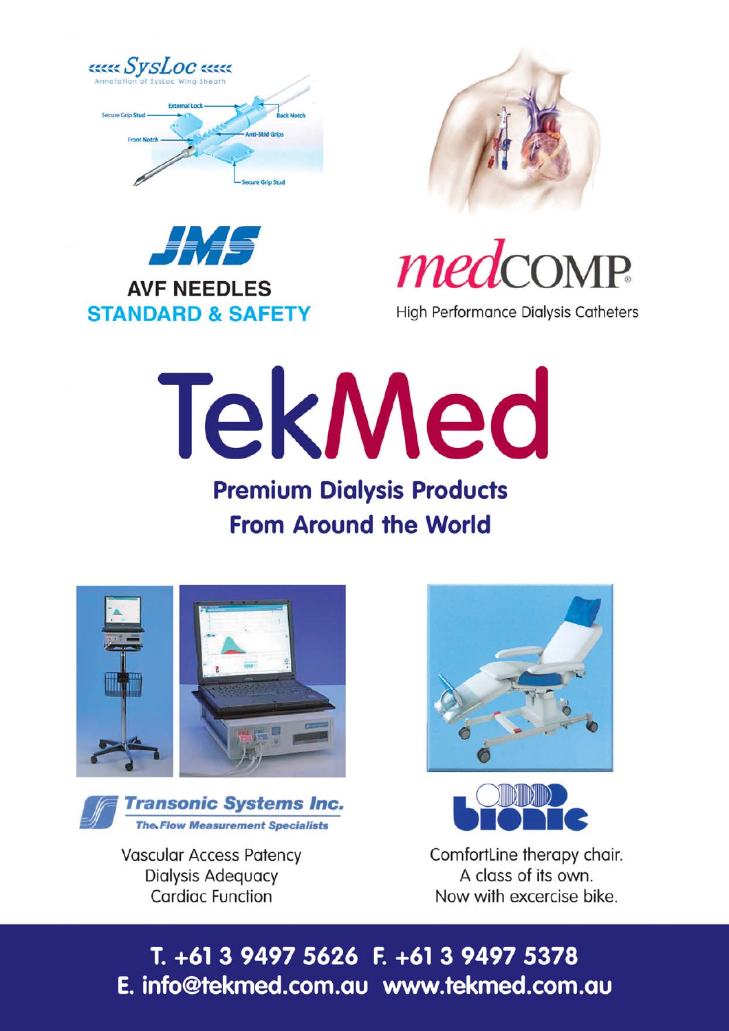SysLoc

Annotation of SysLoc Wing Sheath

External Lock
Secure Grip Stud
Back Notch
Front Notch
Anti-Skid Grips
Secure Grip Stud

JMS

**AVF NEEDLES**
**STANDARD & SAFETY**

medCOMP®

High Performance Dialysis Catheters

# TekMed

## Premium Dialysis Products From Around the World

Transonic Systems Inc.
*The Flow Measurement Specialists*

Vascular Access Patency
Dialysis Adequacy
Cardiac Function

bionic

ComfortLine therapy chair.
A class of its own.
Now with excercise bike.

**T. +61 3 9497 5626 F. +61 3 9497 5378**
**E. info@tekmed.com.au www.tekmed.com.au**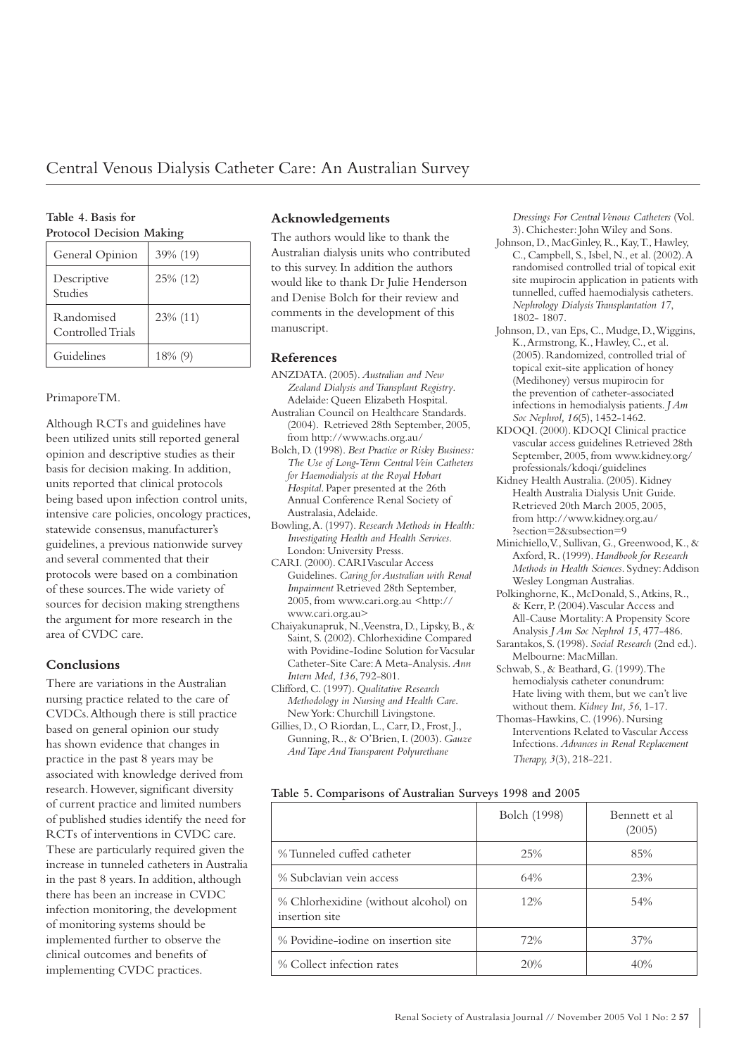**Table 4. Basis for Protocol Decision Making**

| | |
|---|---|
| General Opinion | 39% (19) |
| Descriptive Studies | 25% (12) |
| Randomised Controlled Trials | 23% (11) |
| Guidelines | 18% (9) |

PrimaporeTM.

Although RCTs and guidelines have been utilized units still reported general opinion and descriptive studies as their basis for decision making. In addition, units reported that clinical protocols being based upon infection control units, intensive care policies, oncology practices, statewide consensus, manufacturer's guidelines, a previous nationwide survey and several commented that their protocols were based on a combination of these sources. The wide variety of sources for decision making strengthens the argument for more research in the area of CVDC care.

## Conclusions

There are variations in the Australian nursing practice related to the care of CVDCs. Although there is still practice based on general opinion our study has shown evidence that changes in practice in the past 8 years may be associated with knowledge derived from research. However, significant diversity of current practice and limited numbers of published studies identify the need for RCTs of interventions in CVDC care. These are particularly required given the increase in tunneled catheters in Australia in the past 8 years. In addition, although there has been an increase in CVDC infection monitoring, the development of monitoring systems should be implemented further to observe the clinical outcomes and benefits of implementing CVDC practices.

## Acknowledgements

The authors would like to thank the Australian dialysis units who contributed to this survey. In addition the authors would like to thank Dr Julie Henderson and Denise Bolch for their review and comments in the development of this manuscript.

## References

ANZDATA. (2005). *Australian and New Zealand Dialysis and Transplant Registry*. Adelaide: Queen Elizabeth Hospital.

Australian Council on Healthcare Standards. (2004). Retrieved 28th September, 2005, from http://www.achs.org.au/

Bolch, D. (1998). *Best Practice or Risky Business: The Use of Long-Term Central Vein Catheters for Haemodialysis at the Royal Hobart Hospital*. Paper presented at the 26th Annual Conference Renal Society of Australasia, Adelaide.

Bowling, A. (1997). *Research Methods in Health: Investigating Health and Health Services*. London: University Presss.

CARI. (2000). CARI Vascular Access Guidelines. *Caring for Australian with Renal Impairment* Retrieved 28th September, 2005, from www.cari.org.au <http://www.cari.org.au>

Chaiyakunapruk, N., Veenstra, D., Lipsky, B., & Saint, S. (2002). Chlorhexidine Compared with Povidine-Iodine Solution for Vacsular Catheter-Site Care: A Meta-Analysis. *Ann Intern Med, 136*, 792-801.

Clifford, C. (1997). *Qualitative Research Methodology in Nursing and Health Care*. New York: Churchill Livingstone.

Gillies, D., O Riordan, L., Carr, D., Frost, J., Gunning, R., & O'Brien, I. (2003). *Gauze And Tape And Transparent Polyurethane Dressings For Central Venous Catheters* (Vol. 3). Chichester: John Wiley and Sons.

Johnson, D., MacGinley, R., Kay, T., Hawley, C., Campbell, S., Isbel, N., et al. (2002). A randomised controlled trial of topical exit site mupirocin application in patients with tunnelled, cuffed haemodialysis catheters. *Nephrology Dialysis Transplantation 17*, 1802- 1807.

Johnson, D., van Eps, C., Mudge, D., Wiggins, K., Armstrong, K., Hawley, C., et al. (2005). Randomized, controlled trial of topical exit-site application of honey (Medihoney) versus mupirocin for the prevention of catheter-associated infections in hemodialysis patients. *J Am Soc Nephrol, 16*(5), 1452-1462.

KDOQI. (2000). KDOQI Clinical practice vascular access guidelines Retrieved 28th September, 2005, from www.kidney.org/professionals/kdoqi/guidelines

Kidney Health Australia. (2005). Kidney Health Australia Dialysis Unit Guide. Retrieved 20th March 2005, 2005, from http://www.kidney.org.au/?section=2&subsection=9

Minichiello, V., Sullivan, G., Greenwood, K., & Axford, R. (1999). *Handbook for Research Methods in Health Sciences*. Sydney: Addison Wesley Longman Australias.

Polkinghorne, K., McDonald, S., Atkins, R., & Kerr, P. (2004). Vascular Access and All-Cause Mortality: A Propensity Score Analysis *J Am Soc Nephrol 15*, 477-486.

Sarantakos, S. (1998). *Social Research* (2nd ed.). Melbourne: MacMillan.

Schwab, S., & Beathard, G. (1999). The hemodialysis catheter conundrum: Hate living with them, but we can't live without them. *Kidney Int, 56*, 1-17.

Thomas-Hawkins, C. (1996). Nursing Interventions Related to Vascular Access Infections. *Advances in Renal Replacement Therapy, 3*(3), 218-221.

**Table 5. Comparisons of Australian Surveys 1998 and 2005**

| | Bolch (1998) | Bennett et al (2005) |
|---|---|---|
| % Tunneled cuffed catheter | 25% | 85% |
| % Subclavian vein access | 64% | 23% |
| % Chlorhexidine (without alcohol) on insertion site | 12% | 54% |
| % Povidine-iodine on insertion site | 72% | 37% |
| % Collect infection rates | 20% | 40% |